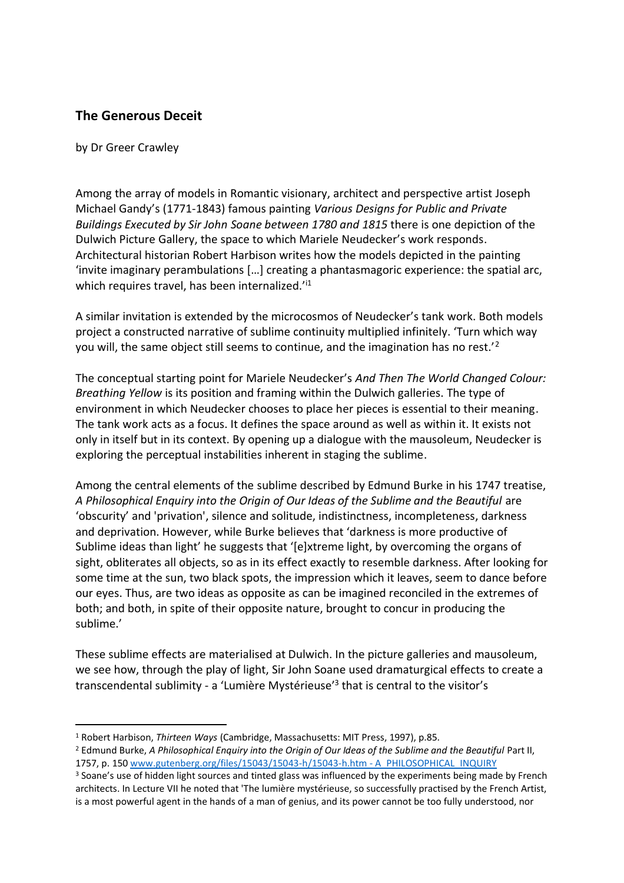## The Generous Deceit

by Dr Greer Crawley

Among the array of models in Romantic visionary, architect and perspective artist Joseph Michael Gandy's (1771-1843) famous painting *Various Designs for Public and Private Buildings Executed by Sir John Soane between 1780 and 1815* there is one depiction of the Dulwich Picture Gallery, the space to which Mariele Neudecker's work responds. Architectural historian Robert Harbison writes how the models depicted in the painting 'invite imaginary perambulations […] creating a phantasmagoric experience: the spatial arc, which requires travel, has been internalized.'[i1]

A similar invitation is extended by the microcosmos of Neudecker's tank work. Both models project a constructed narrative of sublime continuity multiplied infinitely. 'Turn which way you will, the same object still seems to continue, and the imagination has no rest.'[2]

The conceptual starting point for Mariele Neudecker's *And Then The World Changed Colour: Breathing Yellow* is its position and framing within the Dulwich galleries. The type of environment in which Neudecker chooses to place her pieces is essential to their meaning. The tank work acts as a focus. It defines the space around as well as within it. It exists not only in itself but in its context. By opening up a dialogue with the mausoleum, Neudecker is exploring the perceptual instabilities inherent in staging the sublime.

Among the central elements of the sublime described by Edmund Burke in his 1747 treatise, *A Philosophical Enquiry into the Origin of Our Ideas of the Sublime and the Beautiful* are 'obscurity' and 'privation', silence and solitude, indistinctness, incompleteness, darkness and deprivation. However, while Burke believes that 'darkness is more productive of Sublime ideas than light' he suggests that '[e]xtreme light, by overcoming the organs of sight, obliterates all objects, so as in its effect exactly to resemble darkness. After looking for some time at the sun, two black spots, the impression which it leaves, seem to dance before our eyes. Thus, are two ideas as opposite as can be imagined reconciled in the extremes of both; and both, in spite of their opposite nature, brought to concur in producing the sublime.'

These sublime effects are materialised at Dulwich. In the picture galleries and mausoleum, we see how, through the play of light, Sir John Soane used dramaturgical effects to create a transcendental sublimity - a 'Lumière Mystérieuse'[3] that is central to the visitor's

---

[1] Robert Harbison, *Thirteen Ways* (Cambridge, Massachusetts: MIT Press, 1997), p.85.

[2] Edmund Burke, *A Philosophical Enquiry into the Origin of Our Ideas of the Sublime and the Beautiful* Part II, 1757, p. 150 www.gutenberg.org/files/15043/15043-h/15043-h.htm - A_PHILOSOPHICAL_INQUIRY

[3] Soane's use of hidden light sources and tinted glass was influenced by the experiments being made by French architects. In Lecture VII he noted that 'The lumière mystérieuse, so successfully practised by the French Artist, is a most powerful agent in the hands of a man of genius, and its power cannot be too fully understood, nor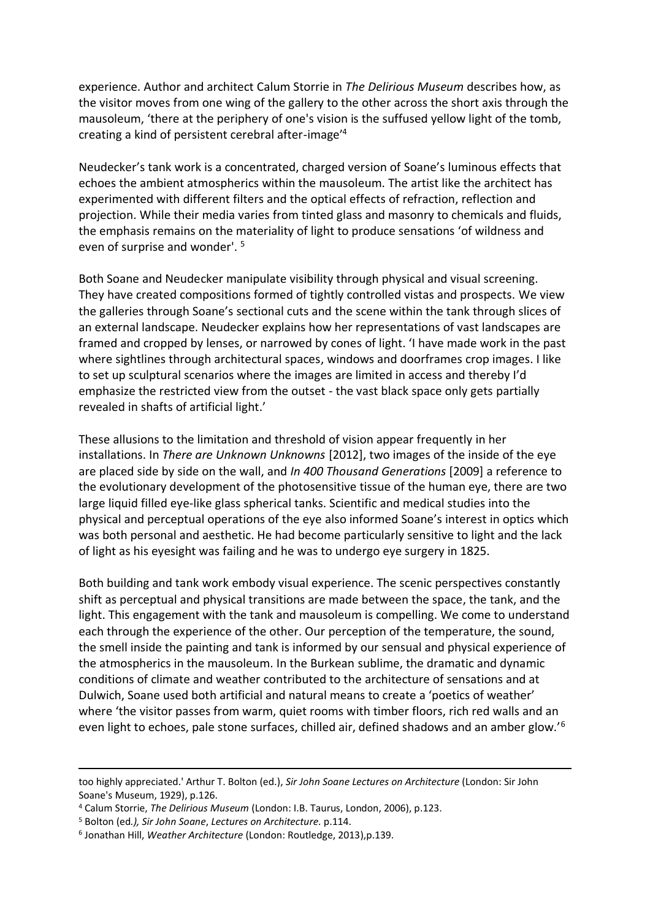experience. Author and architect Calum Storrie in *The Delirious Museum* describes how, as the visitor moves from one wing of the gallery to the other across the short axis through the mausoleum, 'there at the periphery of one's vision is the suffused yellow light of the tomb, creating a kind of persistent cerebral after-image'[4]

Neudecker's tank work is a concentrated, charged version of Soane's luminous effects that echoes the ambient atmospherics within the mausoleum. The artist like the architect has experimented with different filters and the optical effects of refraction, reflection and projection. While their media varies from tinted glass and masonry to chemicals and fluids, the emphasis remains on the materiality of light to produce sensations 'of wildness and even of surprise and wonder'. [5]

Both Soane and Neudecker manipulate visibility through physical and visual screening. They have created compositions formed of tightly controlled vistas and prospects. We view the galleries through Soane's sectional cuts and the scene within the tank through slices of an external landscape. Neudecker explains how her representations of vast landscapes are framed and cropped by lenses, or narrowed by cones of light. 'I have made work in the past where sightlines through architectural spaces, windows and doorframes crop images. I like to set up sculptural scenarios where the images are limited in access and thereby I'd emphasize the restricted view from the outset - the vast black space only gets partially revealed in shafts of artificial light.'

These allusions to the limitation and threshold of vision appear frequently in her installations. In *There are Unknown Unknowns* [2012], two images of the inside of the eye are placed side by side on the wall, and *In 400 Thousand Generations* [2009] a reference to the evolutionary development of the photosensitive tissue of the human eye, there are two large liquid filled eye-like glass spherical tanks. Scientific and medical studies into the physical and perceptual operations of the eye also informed Soane's interest in optics which was both personal and aesthetic. He had become particularly sensitive to light and the lack of light as his eyesight was failing and he was to undergo eye surgery in 1825.

Both building and tank work embody visual experience. The scenic perspectives constantly shift as perceptual and physical transitions are made between the space, the tank, and the light. This engagement with the tank and mausoleum is compelling. We come to understand each through the experience of the other. Our perception of the temperature, the sound, the smell inside the painting and tank is informed by our sensual and physical experience of the atmospherics in the mausoleum. In the Burkean sublime, the dramatic and dynamic conditions of climate and weather contributed to the architecture of sensations and at Dulwich, Soane used both artificial and natural means to create a 'poetics of weather' where 'the visitor passes from warm, quiet rooms with timber floors, rich red walls and an even light to echoes, pale stone surfaces, chilled air, defined shadows and an amber glow.'[6]

---

too highly appreciated.' Arthur T. Bolton (ed.), *Sir John Soane Lectures on Architecture* (London: Sir John Soane's Museum, 1929), p.126.

[4] Calum Storrie, *The Delirious Museum* (London: I.B. Taurus, London, 2006), p.123.

[5] Bolton (ed*.), Sir John Soane*, *Lectures on Architecture.* p.114.

[6] Jonathan Hill, *Weather Architecture* (London: Routledge, 2013),p.139.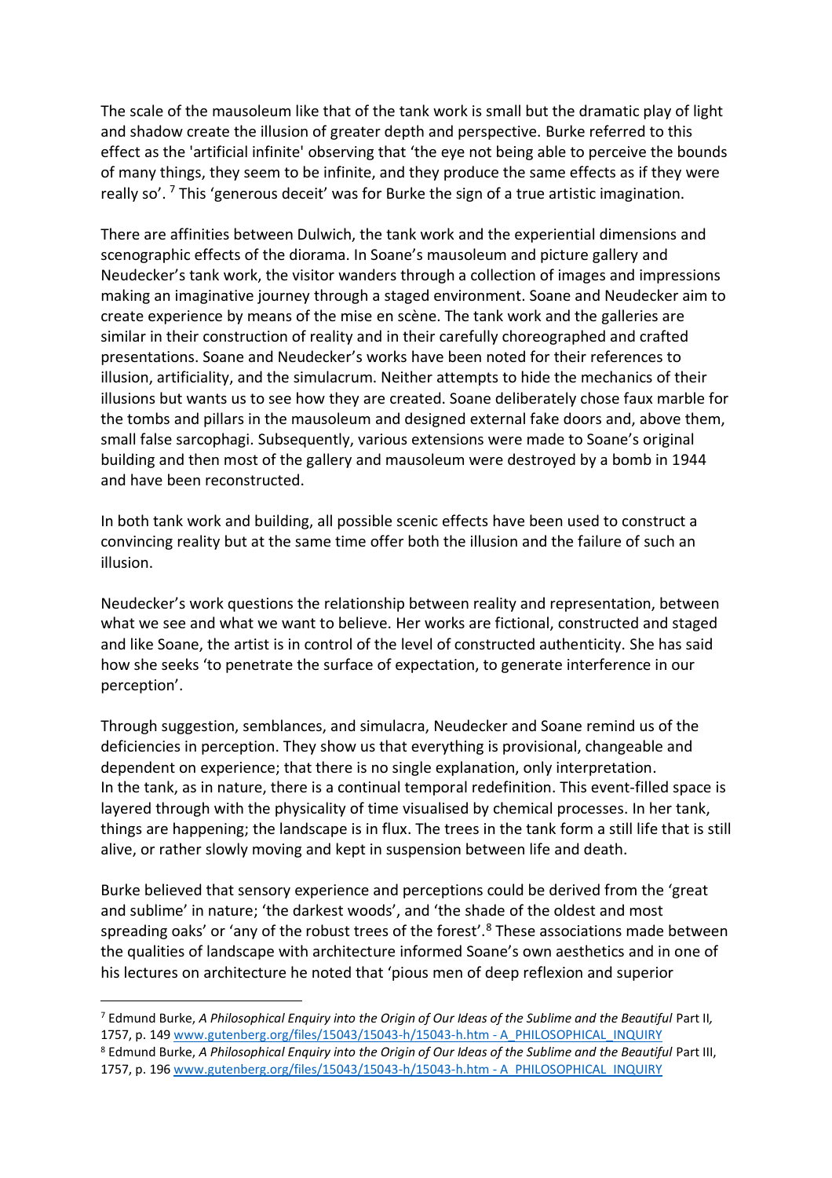The scale of the mausoleum like that of the tank work is small but the dramatic play of light and shadow create the illusion of greater depth and perspective. Burke referred to this effect as the 'artificial infinite' observing that 'the eye not being able to perceive the bounds of many things, they seem to be infinite, and they produce the same effects as if they were really so'.[7] This 'generous deceit' was for Burke the sign of a true artistic imagination.

There are affinities between Dulwich, the tank work and the experiential dimensions and scenographic effects of the diorama. In Soane's mausoleum and picture gallery and Neudecker's tank work, the visitor wanders through a collection of images and impressions making an imaginative journey through a staged environment. Soane and Neudecker aim to create experience by means of the mise en scène. The tank work and the galleries are similar in their construction of reality and in their carefully choreographed and crafted presentations. Soane and Neudecker's works have been noted for their references to illusion, artificiality, and the simulacrum. Neither attempts to hide the mechanics of their illusions but wants us to see how they are created. Soane deliberately chose faux marble for the tombs and pillars in the mausoleum and designed external fake doors and, above them, small false sarcophagi. Subsequently, various extensions were made to Soane's original building and then most of the gallery and mausoleum were destroyed by a bomb in 1944 and have been reconstructed.

In both tank work and building, all possible scenic effects have been used to construct a convincing reality but at the same time offer both the illusion and the failure of such an illusion.

Neudecker's work questions the relationship between reality and representation, between what we see and what we want to believe. Her works are fictional, constructed and staged and like Soane, the artist is in control of the level of constructed authenticity. She has said how she seeks 'to penetrate the surface of expectation, to generate interference in our perception'.

Through suggestion, semblances, and simulacra, Neudecker and Soane remind us of the deficiencies in perception. They show us that everything is provisional, changeable and dependent on experience; that there is no single explanation, only interpretation.
In the tank, as in nature, there is a continual temporal redefinition. This event-filled space is layered through with the physicality of time visualised by chemical processes. In her tank, things are happening; the landscape is in flux. The trees in the tank form a still life that is still alive, or rather slowly moving and kept in suspension between life and death.

Burke believed that sensory experience and perceptions could be derived from the 'great and sublime' in nature; 'the darkest woods', and 'the shade of the oldest and most spreading oaks' or 'any of the robust trees of the forest'.[8] These associations made between the qualities of landscape with architecture informed Soane's own aesthetics and in one of his lectures on architecture he noted that 'pious men of deep reflexion and superior

---

[7] Edmund Burke, *A Philosophical Enquiry into the Origin of Our Ideas of the Sublime and the Beautiful* Part II, 1757, p. 149 www.gutenberg.org/files/15043/15043-h/15043-h.htm - A_PHILOSOPHICAL_INQUIRY

[8] Edmund Burke, *A Philosophical Enquiry into the Origin of Our Ideas of the Sublime and the Beautiful* Part III, 1757, p. 196 www.gutenberg.org/files/15043/15043-h/15043-h.htm - A_PHILOSOPHICAL_INQUIRY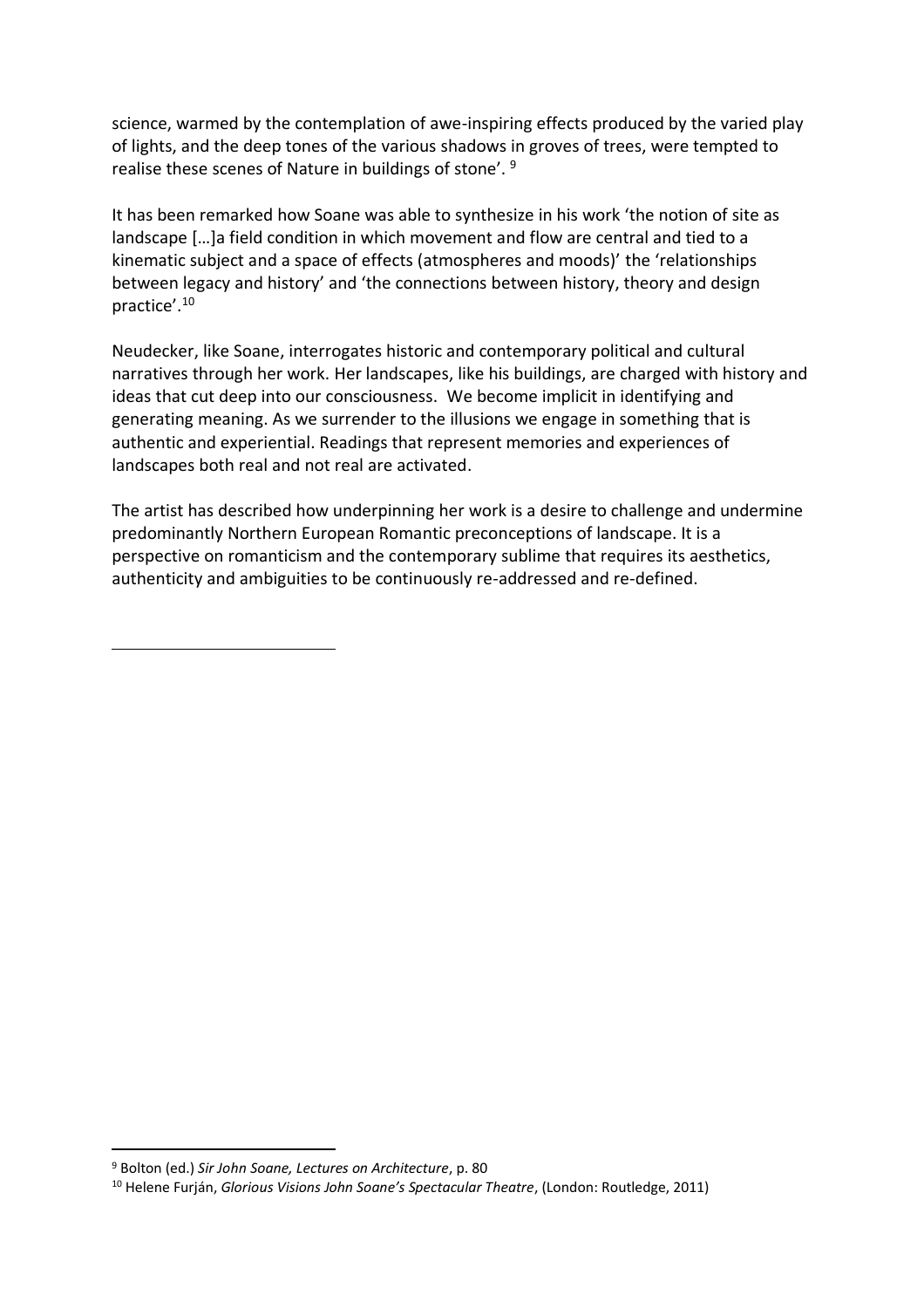science, warmed by the contemplation of awe-inspiring effects produced by the varied play of lights, and the deep tones of the various shadows in groves of trees, were tempted to realise these scenes of Nature in buildings of stone'. [9]

It has been remarked how Soane was able to synthesize in his work 'the notion of site as landscape […]a field condition in which movement and flow are central and tied to a kinematic subject and a space of effects (atmospheres and moods)' the 'relationships between legacy and history' and 'the connections between history, theory and design practice'.[10]

Neudecker, like Soane, interrogates historic and contemporary political and cultural narratives through her work. Her landscapes, like his buildings, are charged with history and ideas that cut deep into our consciousness. We become implicit in identifying and generating meaning. As we surrender to the illusions we engage in something that is authentic and experiential. Readings that represent memories and experiences of landscapes both real and not real are activated.

The artist has described how underpinning her work is a desire to challenge and undermine predominantly Northern European Romantic preconceptions of landscape. It is a perspective on romanticism and the contemporary sublime that requires its aesthetics, authenticity and ambiguities to be continuously re-addressed and re-defined.

---

[9] Bolton (ed.) *Sir John Soane, Lectures on Architecture*, p. 80

[10] Helene Furján, *Glorious Visions John Soane's Spectacular Theatre*, (London: Routledge, 2011)